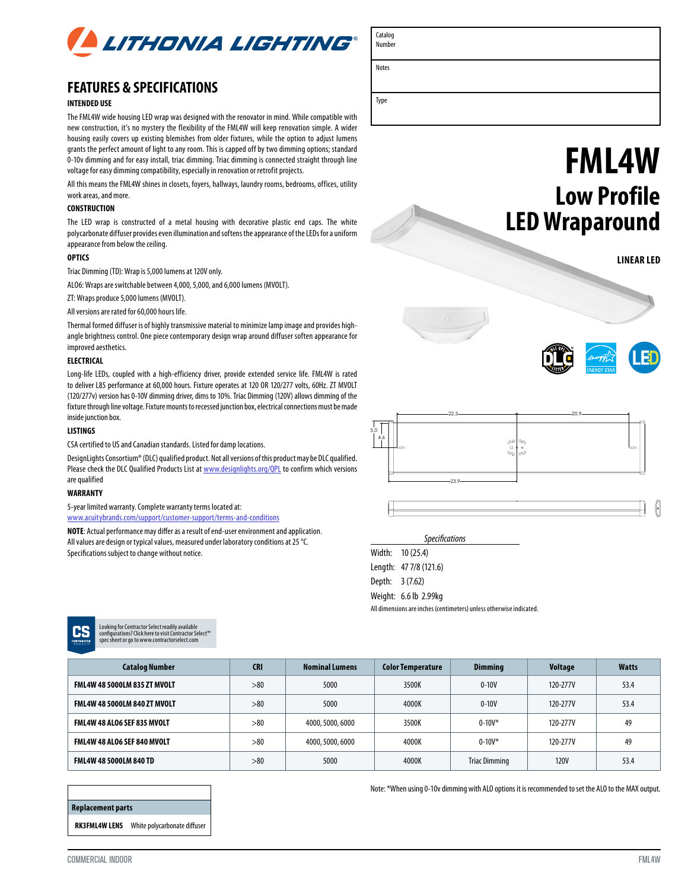# LITHONIA LIGHTING®

| | |
|---|---|
| Catalog Number | |
| Notes | |
| Type | |

# FML4W
## Low Profile LED Wraparound

**LINEAR LED**

## FEATURES & SPECIFICATIONS

### INTENDED USE

The FML4W wide housing LED wrap was designed with the renovator in mind. While compatible with new construction, it's no mystery the flexibility of the FML4W will keep renovation simple. A wider housing easily covers up existing blemishes from older fixtures, while the option to adjust lumens grants the perfect amount of light to any room. This is capped off by two dimming options; standard 0-10v dimming and for easy install, triac dimming. Triac dimming is connected straight through line voltage for easy dimming compatibility, especially in renovation or retrofit projects.

All this means the FML4W shines in closets, foyers, hallways, laundry rooms, bedrooms, offices, utility work areas, and more.

### CONSTRUCTION

The LED wrap is constructed of a metal housing with decorative plastic end caps. The white polycarbonate diffuser provides even illumination and softens the appearance of the LEDs for a uniform appearance from below the ceiling.

### OPTICS

Triac Dimming (TD): Wrap is 5,000 lumens at 120V only.

ALO6: Wraps are switchable between 4,000, 5,000, and 6,000 lumens (MVOLT).

ZT: Wraps produce 5,000 lumens (MVOLT).

All versions are rated for 60,000 hours life.

Thermal formed diffuser is of highly transmissive material to minimize lamp image and provides high-angle brightness control. One piece contemporary design wrap around diffuser soften appearance for improved aesthetics.

### ELECTRICAL

Long-life LEDs, coupled with a high-efficiency driver, provide extended service life. FML4W is rated to deliver L85 performance at 60,000 hours. Fixture operates at 120 OR 120/277 volts, 60Hz. ZT MVOLT (120/277v) version has 0-10V dimming driver, dims to 10%. Triac Dimming (120V) allows dimming of the fixture through line voltage. Fixture mounts to recessed junction box, electrical connections must be made inside junction box.

### LISTINGS

CSA certified to US and Canadian standards. Listed for damp locations.

DesignLights Consortium® (DLC) qualified product. Not all versions of this product may be DLC qualified. Please check the DLC Qualified Products List at www.designlights.org/QPL to confirm which versions are qualified

### WARRANTY

5-year limited warranty. Complete warranty terms located at:
www.acuitybrands.com/support/customer-support/terms-and-conditions

**NOTE**: Actual performance may differ as a result of end-user environment and application.
All values are design or typical values, measured under laboratory conditions at 25 °C.
Specifications subject to change without notice.

22.3
20.9
5.0
4.6
23.9

*Specifications*

Width: 10 (25.4)
Length: 47 7/8 (121.6)
Depth: 3 (7.62)
Weight: 6.6 lb 2.99kg

All dimensions are inches (centimeters) unless otherwise indicated.

Looking for Contractor Select readily available configurations? Click here to visit Contractor Select™ spec sheet or go to www.contractorselect.com

| Catalog Number | CRI | Nominal Lumens | Color Temperature | Dimming | Voltage | Watts |
|---|---|---|---|---|---|---|
| **FML4W 48 5000LM 835 ZT MVOLT** | >80 | 5000 | 3500K | 0-10V | 120-277V | 53.4 |
| **FML4W 48 5000LM 840 ZT MVOLT** | >80 | 5000 | 4000K | 0-10V | 120-277V | 53.4 |
| **FML4W 48 ALO6 SEF 835 MVOLT** | >80 | 4000, 5000, 6000 | 3500K | 0-10V* | 120-277V | 49 |
| **FML4W 48 ALO6 SEF 840 MVOLT** | >80 | 4000, 5000, 6000 | 4000K | 0-10V* | 120-277V | 49 |
| **FML4W 48 5000LM 840 TD** | >80 | 5000 | 4000K | Triac Dimming | 120V | 53.4 |

Note: *When using 0-10v dimming with ALO options it is recommended to set the ALO to the MAX output.

| Replacement parts | |
|---|---|
| **RK3FML4W LENS** | White polycarbonate diffuser |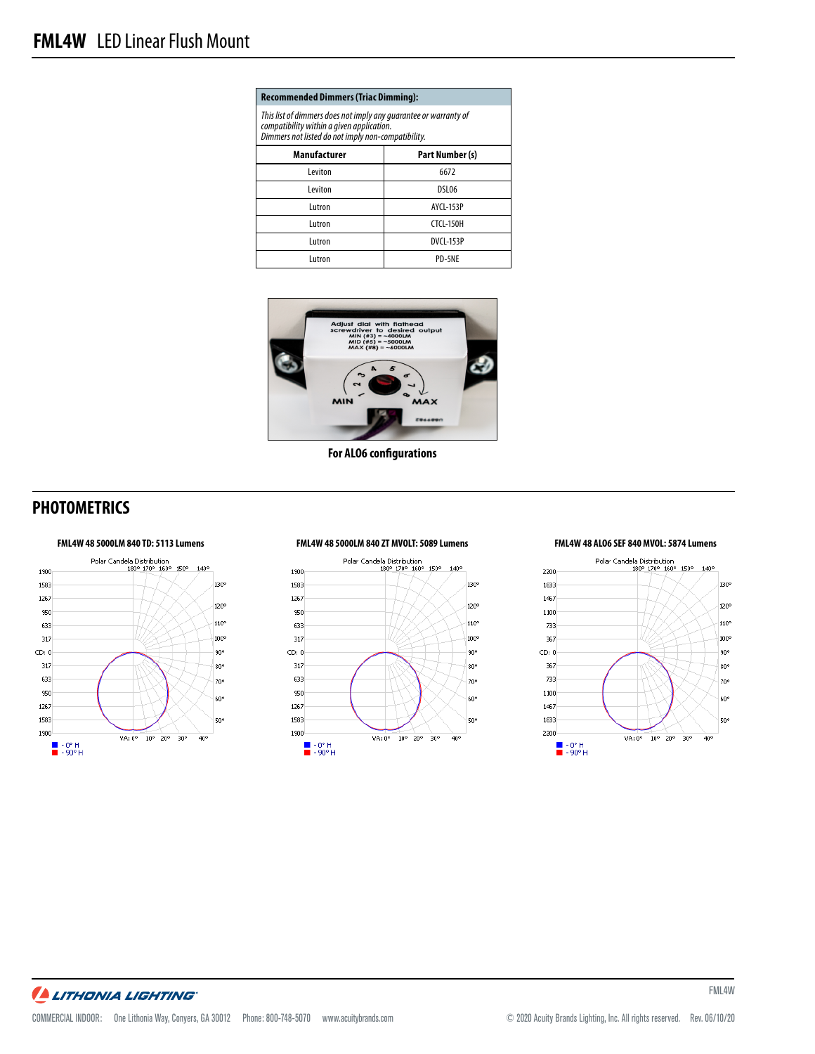# FML4W LED Linear Flush Mount

| Recommended Dimmers (Triac Dimming): | |
|---|---|
| *This list of dimmers does not imply any guarantee or warranty of compatibility within a given application. Dimmers not listed do not imply non-compatibility.* | |
| **Manufacturer** | **Part Number (s)** |
| Leviton | 6672 |
| Leviton | DSL06 |
| Lutron | AYCL-153P |
| Lutron | CTCL-150H |
| Lutron | DVCL-153P |
| Lutron | PD-5NE |

Adjust dial with flathead screwdriver to desired output
MIN (#3) = ~4000LM
MID (#5) = ~5000LM
MAX (#8) = ~6000LM
MIN 1 2 3 4 5 6 7 8 MAX

**For ALO6 configurations**

## PHOTOMETRICS

**FML4W 48 5000LM 840 TD: 5113 Lumens**

Polar Candela Distribution
180° 170° 160° 150° 140°
1900
1583
1267
950
633
317
CD: 0
317
633
950
1267
1583
1900
130° 120° 110° 100° 90° 80° 70° 60° 50°
VA: 0° 10° 20° 30° 40°
- 0° H
- 90° H

**FML4W 48 5000LM 840 ZT MVOLT: 5089 Lumens**

Polar Candela Distribution
180° 170° 160° 150° 140°
1900
1583
1267
950
633
317
CD: 0
317
633
950
1267
1583
1900
130° 120° 110° 100° 90° 80° 70° 60° 50°
VA: 0° 10° 20° 30° 40°
- 0° H
- 90° H

**FML4W 48 ALO6 SEF 840 MVOL: 5874 Lumens**

Polar Candela Distribution
180° 170° 160° 150° 140°
2200
1833
1467
1100
733
367
CD: 0
367
733
1100
1467
1833
2200
130° 120° 110° 100° 90° 80° 70° 60° 50°
VA: 0° 10° 20° 30° 40°
- 0° H
- 90° H

LITHONIA LIGHTING

COMMERCIAL INDOOR: One Lithonia Way, Conyers, GA 30012 Phone: 800-748-5070 www.acuitybrands.com © 2020 Acuity Brands Lighting, Inc. All rights reserved. Rev. 06/10/20